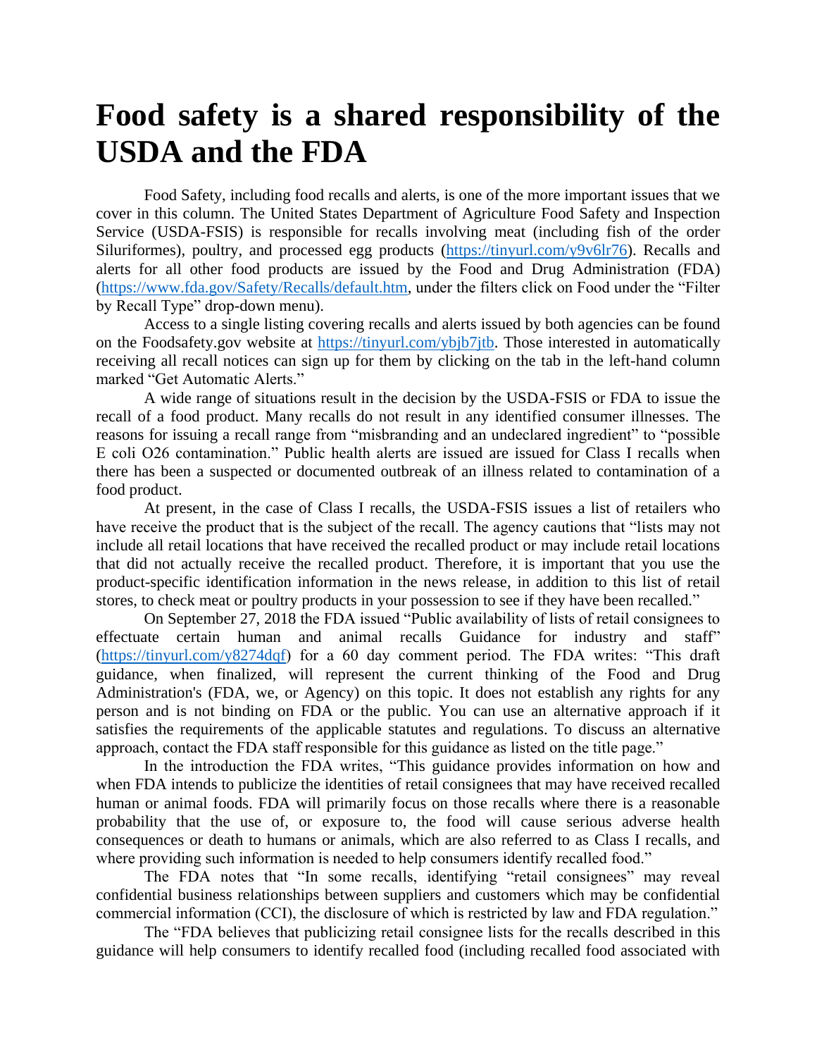# Food safety is a shared responsibility of the USDA and the FDA

Food Safety, including food recalls and alerts, is one of the more important issues that we cover in this column. The United States Department of Agriculture Food Safety and Inspection Service (USDA-FSIS) is responsible for recalls involving meat (including fish of the order Siluriformes), poultry, and processed egg products (https://tinyurl.com/y9v6lr76). Recalls and alerts for all other food products are issued by the Food and Drug Administration (FDA) (https://www.fda.gov/Safety/Recalls/default.htm, under the filters click on Food under the "Filter by Recall Type" drop-down menu).

Access to a single listing covering recalls and alerts issued by both agencies can be found on the Foodsafety.gov website at https://tinyurl.com/ybjb7jtb. Those interested in automatically receiving all recall notices can sign up for them by clicking on the tab in the left-hand column marked "Get Automatic Alerts."

A wide range of situations result in the decision by the USDA-FSIS or FDA to issue the recall of a food product. Many recalls do not result in any identified consumer illnesses. The reasons for issuing a recall range from "misbranding and an undeclared ingredient" to "possible E coli O26 contamination." Public health alerts are issued are issued for Class I recalls when there has been a suspected or documented outbreak of an illness related to contamination of a food product.

At present, in the case of Class I recalls, the USDA-FSIS issues a list of retailers who have receive the product that is the subject of the recall. The agency cautions that "lists may not include all retail locations that have received the recalled product or may include retail locations that did not actually receive the recalled product. Therefore, it is important that you use the product-specific identification information in the news release, in addition to this list of retail stores, to check meat or poultry products in your possession to see if they have been recalled."

On September 27, 2018 the FDA issued "Public availability of lists of retail consignees to effectuate certain human and animal recalls Guidance for industry and staff" (https://tinyurl.com/y8274dqf) for a 60 day comment period. The FDA writes: "This draft guidance, when finalized, will represent the current thinking of the Food and Drug Administration's (FDA, we, or Agency) on this topic. It does not establish any rights for any person and is not binding on FDA or the public. You can use an alternative approach if it satisfies the requirements of the applicable statutes and regulations. To discuss an alternative approach, contact the FDA staff responsible for this guidance as listed on the title page."

In the introduction the FDA writes, "This guidance provides information on how and when FDA intends to publicize the identities of retail consignees that may have received recalled human or animal foods. FDA will primarily focus on those recalls where there is a reasonable probability that the use of, or exposure to, the food will cause serious adverse health consequences or death to humans or animals, which are also referred to as Class I recalls, and where providing such information is needed to help consumers identify recalled food."

The FDA notes that "In some recalls, identifying "retail consignees" may reveal confidential business relationships between suppliers and customers which may be confidential commercial information (CCI), the disclosure of which is restricted by law and FDA regulation."

The "FDA believes that publicizing retail consignee lists for the recalls described in this guidance will help consumers to identify recalled food (including recalled food associated with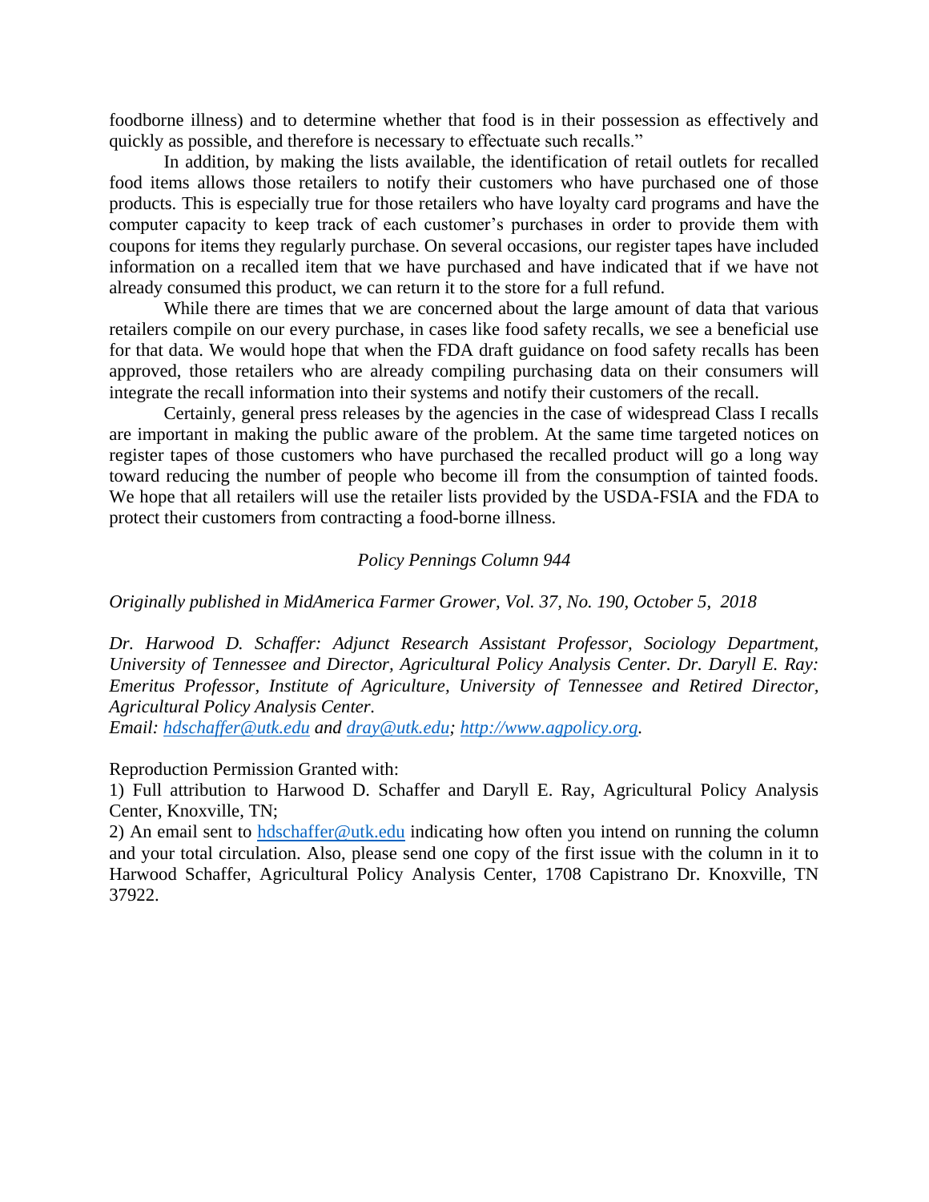foodborne illness) and to determine whether that food is in their possession as effectively and quickly as possible, and therefore is necessary to effectuate such recalls."

In addition, by making the lists available, the identification of retail outlets for recalled food items allows those retailers to notify their customers who have purchased one of those products. This is especially true for those retailers who have loyalty card programs and have the computer capacity to keep track of each customer's purchases in order to provide them with coupons for items they regularly purchase. On several occasions, our register tapes have included information on a recalled item that we have purchased and have indicated that if we have not already consumed this product, we can return it to the store for a full refund.

While there are times that we are concerned about the large amount of data that various retailers compile on our every purchase, in cases like food safety recalls, we see a beneficial use for that data. We would hope that when the FDA draft guidance on food safety recalls has been approved, those retailers who are already compiling purchasing data on their consumers will integrate the recall information into their systems and notify their customers of the recall.

Certainly, general press releases by the agencies in the case of widespread Class I recalls are important in making the public aware of the problem. At the same time targeted notices on register tapes of those customers who have purchased the recalled product will go a long way toward reducing the number of people who become ill from the consumption of tainted foods. We hope that all retailers will use the retailer lists provided by the USDA-FSIA and the FDA to protect their customers from contracting a food-borne illness.

*Policy Pennings Column 944*

*Originally published in MidAmerica Farmer Grower, Vol. 37, No. 190, October 5, 2018*

*Dr. Harwood D. Schaffer: Adjunct Research Assistant Professor, Sociology Department, University of Tennessee and Director, Agricultural Policy Analysis Center. Dr. Daryll E. Ray: Emeritus Professor, Institute of Agriculture, University of Tennessee and Retired Director, Agricultural Policy Analysis Center.*
*Email: hdschaffer@utk.edu and dray@utk.edu; http://www.agpolicy.org.*

Reproduction Permission Granted with:
1) Full attribution to Harwood D. Schaffer and Daryll E. Ray, Agricultural Policy Analysis Center, Knoxville, TN;
2) An email sent to hdschaffer@utk.edu indicating how often you intend on running the column and your total circulation. Also, please send one copy of the first issue with the column in it to Harwood Schaffer, Agricultural Policy Analysis Center, 1708 Capistrano Dr. Knoxville, TN 37922.